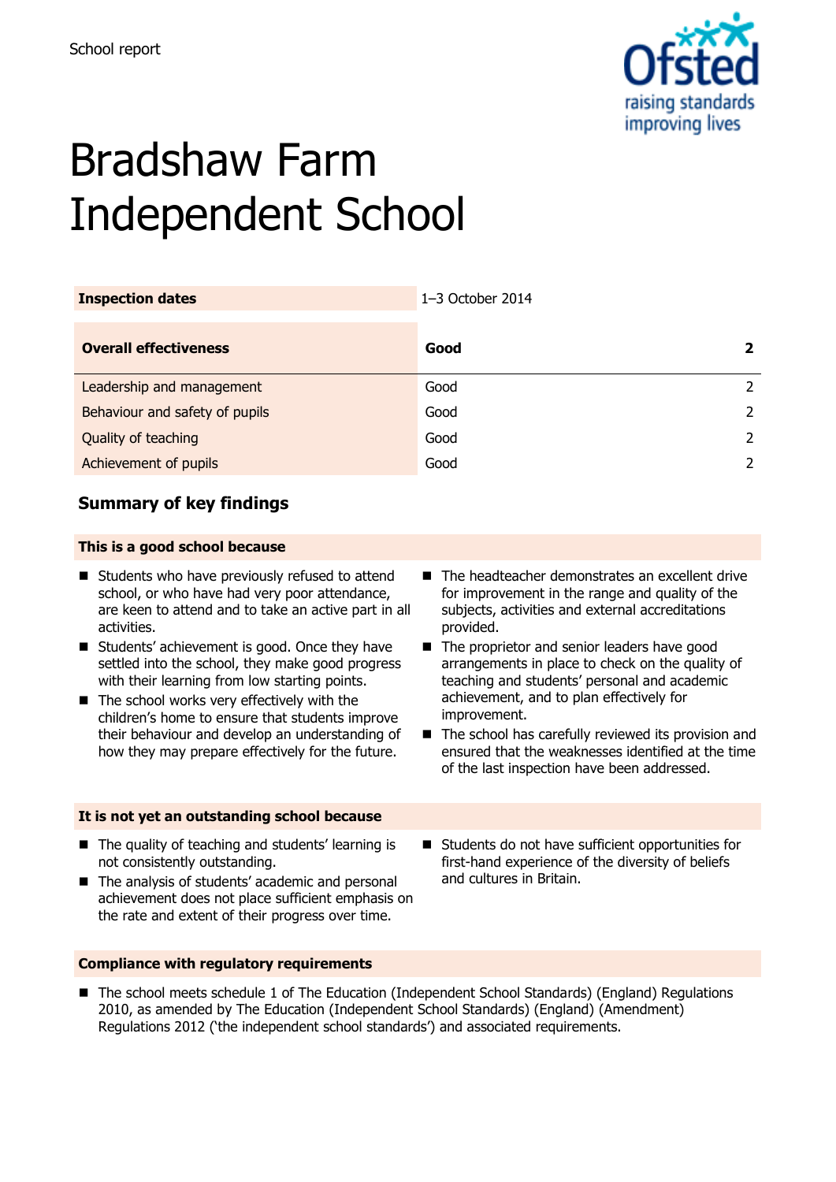School report

# Bradshaw Farm Independent School

| Inspection dates | 1–3 October 2014 | |
|---|---|---|
| **Overall effectiveness** | **Good** | **2** |
| Leadership and management | Good | 2 |
| Behaviour and safety of pupils | Good | 2 |
| Quality of teaching | Good | 2 |
| Achievement of pupils | Good | 2 |

## Summary of key findings

### This is a good school because

- Students who have previously refused to attend school, or who have had very poor attendance, are keen to attend and to take an active part in all activities.
- Students' achievement is good. Once they have settled into the school, they make good progress with their learning from low starting points.
- The school works very effectively with the children's home to ensure that students improve their behaviour and develop an understanding of how they may prepare effectively for the future.
- The headteacher demonstrates an excellent drive for improvement in the range and quality of the subjects, activities and external accreditations provided.
- The proprietor and senior leaders have good arrangements in place to check on the quality of teaching and students' personal and academic achievement, and to plan effectively for improvement.
- The school has carefully reviewed its provision and ensured that the weaknesses identified at the time of the last inspection have been addressed.

### It is not yet an outstanding school because

- The quality of teaching and students' learning is not consistently outstanding.
- The analysis of students' academic and personal achievement does not place sufficient emphasis on the rate and extent of their progress over time.
- Students do not have sufficient opportunities for first-hand experience of the diversity of beliefs and cultures in Britain.

### Compliance with regulatory requirements

- The school meets schedule 1 of The Education (Independent School Standards) (England) Regulations 2010, as amended by The Education (Independent School Standards) (England) (Amendment) Regulations 2012 ('the independent school standards') and associated requirements.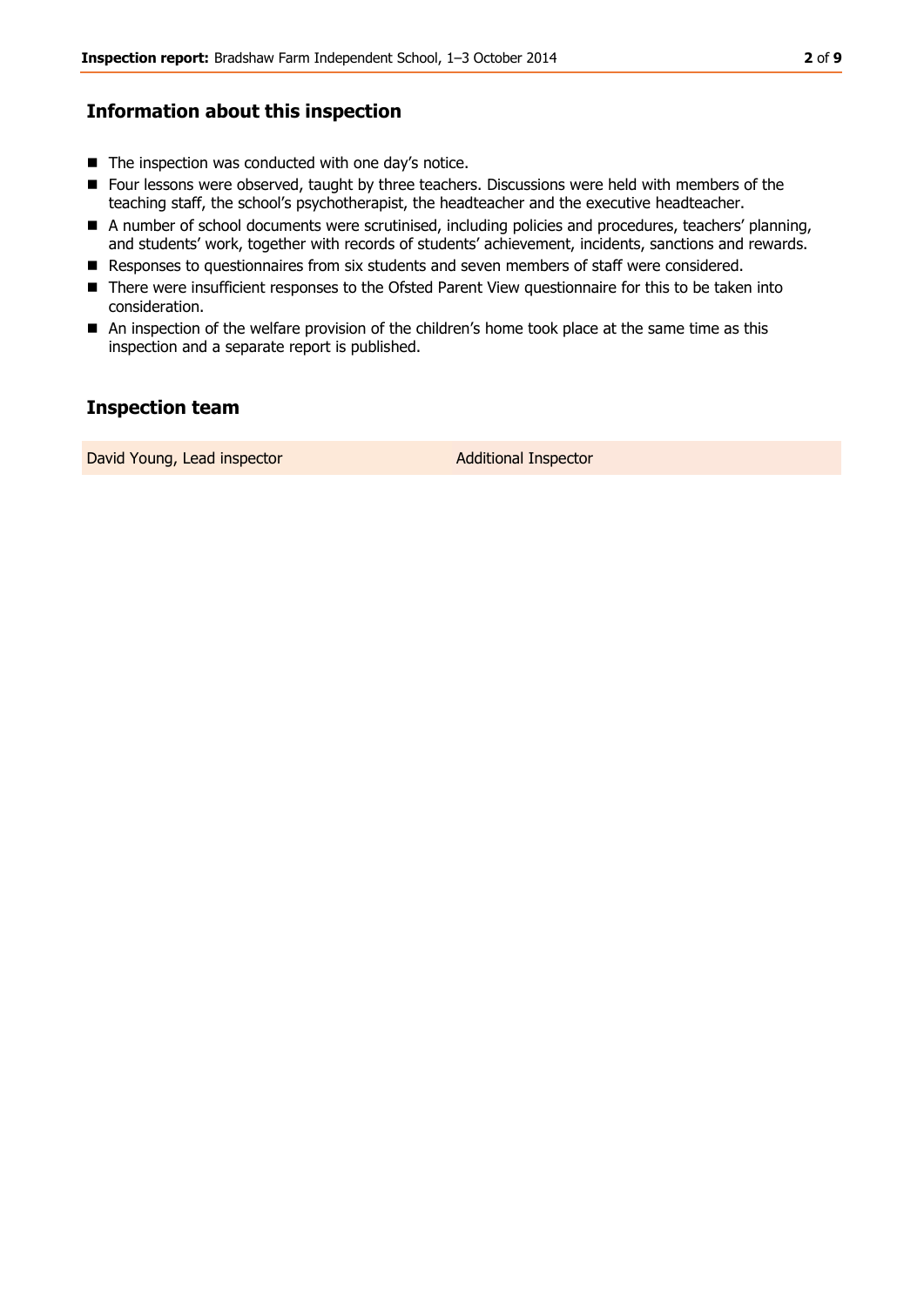## Information about this inspection

- The inspection was conducted with one day's notice.
- Four lessons were observed, taught by three teachers. Discussions were held with members of the teaching staff, the school's psychotherapist, the headteacher and the executive headteacher.
- A number of school documents were scrutinised, including policies and procedures, teachers' planning, and students' work, together with records of students' achievement, incidents, sanctions and rewards.
- Responses to questionnaires from six students and seven members of staff were considered.
- There were insufficient responses to the Ofsted Parent View questionnaire for this to be taken into consideration.
- An inspection of the welfare provision of the children's home took place at the same time as this inspection and a separate report is published.

## Inspection team

| | |
|---|---|
| David Young, Lead inspector | Additional Inspector |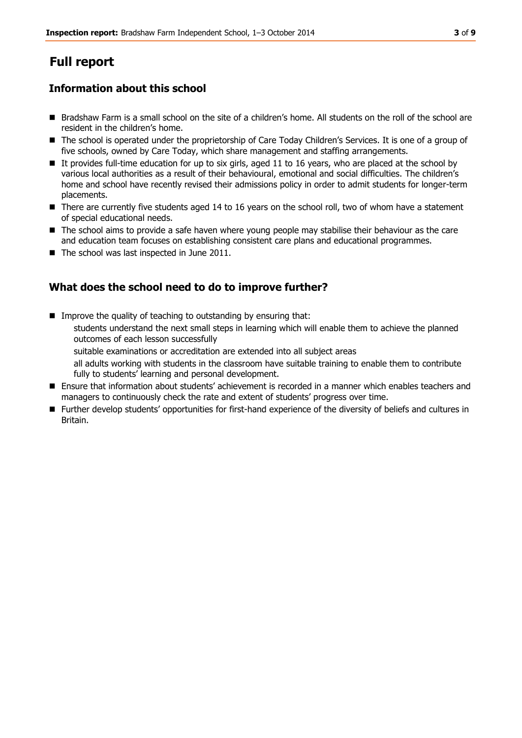# Full report

## Information about this school

- Bradshaw Farm is a small school on the site of a children's home. All students on the roll of the school are resident in the children's home.
- The school is operated under the proprietorship of Care Today Children's Services. It is one of a group of five schools, owned by Care Today, which share management and staffing arrangements.
- It provides full-time education for up to six girls, aged 11 to 16 years, who are placed at the school by various local authorities as a result of their behavioural, emotional and social difficulties. The children's home and school have recently revised their admissions policy in order to admit students for longer-term placements.
- There are currently five students aged 14 to 16 years on the school roll, two of whom have a statement of special educational needs.
- The school aims to provide a safe haven where young people may stabilise their behaviour as the care and education team focuses on establishing consistent care plans and educational programmes.
- The school was last inspected in June 2011.

## What does the school need to do to improve further?

- Improve the quality of teaching to outstanding by ensuring that:
  - students understand the next small steps in learning which will enable them to achieve the planned outcomes of each lesson successfully
  - suitable examinations or accreditation are extended into all subject areas
  - all adults working with students in the classroom have suitable training to enable them to contribute fully to students' learning and personal development.
- Ensure that information about students' achievement is recorded in a manner which enables teachers and managers to continuously check the rate and extent of students' progress over time.
- Further develop students' opportunities for first-hand experience of the diversity of beliefs and cultures in Britain.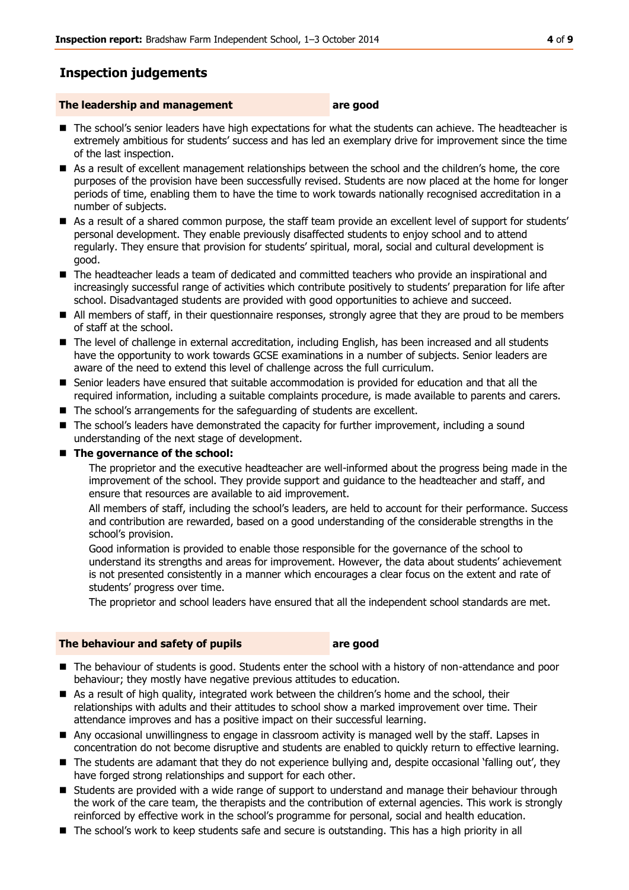## Inspection judgements

**The leadership and management** **are good**

- The school's senior leaders have high expectations for what the students can achieve. The headteacher is extremely ambitious for students' success and has led an exemplary drive for improvement since the time of the last inspection.
- As a result of excellent management relationships between the school and the children's home, the core purposes of the provision have been successfully revised. Students are now placed at the home for longer periods of time, enabling them to have the time to work towards nationally recognised accreditation in a number of subjects.
- As a result of a shared common purpose, the staff team provide an excellent level of support for students' personal development. They enable previously disaffected students to enjoy school and to attend regularly. They ensure that provision for students' spiritual, moral, social and cultural development is good.
- The headteacher leads a team of dedicated and committed teachers who provide an inspirational and increasingly successful range of activities which contribute positively to students' preparation for life after school. Disadvantaged students are provided with good opportunities to achieve and succeed.
- All members of staff, in their questionnaire responses, strongly agree that they are proud to be members of staff at the school.
- The level of challenge in external accreditation, including English, has been increased and all students have the opportunity to work towards GCSE examinations in a number of subjects. Senior leaders are aware of the need to extend this level of challenge across the full curriculum.
- Senior leaders have ensured that suitable accommodation is provided for education and that all the required information, including a suitable complaints procedure, is made available to parents and carers.
- The school's arrangements for the safeguarding of students are excellent.
- The school's leaders have demonstrated the capacity for further improvement, including a sound understanding of the next stage of development.
- **The governance of the school:**

  The proprietor and the executive headteacher are well-informed about the progress being made in the improvement of the school. They provide support and guidance to the headteacher and staff, and ensure that resources are available to aid improvement.

  All members of staff, including the school's leaders, are held to account for their performance. Success and contribution are rewarded, based on a good understanding of the considerable strengths in the school's provision.

  Good information is provided to enable those responsible for the governance of the school to understand its strengths and areas for improvement. However, the data about students' achievement is not presented consistently in a manner which encourages a clear focus on the extent and rate of students' progress over time.

  The proprietor and school leaders have ensured that all the independent school standards are met.

**The behaviour and safety of pupils** **are good**

- The behaviour of students is good. Students enter the school with a history of non-attendance and poor behaviour; they mostly have negative previous attitudes to education.
- As a result of high quality, integrated work between the children's home and the school, their relationships with adults and their attitudes to school show a marked improvement over time. Their attendance improves and has a positive impact on their successful learning.
- Any occasional unwillingness to engage in classroom activity is managed well by the staff. Lapses in concentration do not become disruptive and students are enabled to quickly return to effective learning.
- The students are adamant that they do not experience bullying and, despite occasional 'falling out', they have forged strong relationships and support for each other.
- Students are provided with a wide range of support to understand and manage their behaviour through the work of the care team, the therapists and the contribution of external agencies. This work is strongly reinforced by effective work in the school's programme for personal, social and health education.
- The school's work to keep students safe and secure is outstanding. This has a high priority in all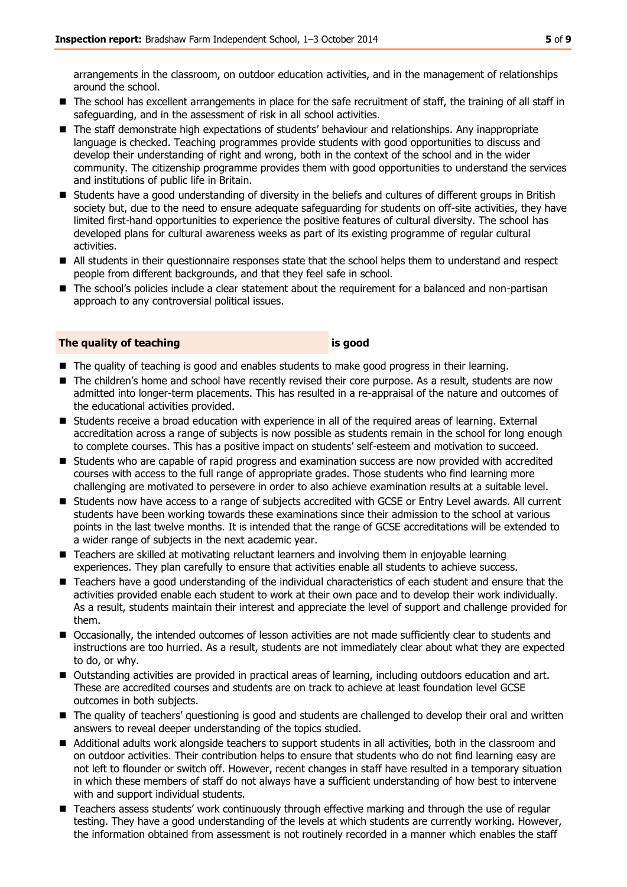arrangements in the classroom, on outdoor education activities, and in the management of relationships around the school.

- The school has excellent arrangements in place for the safe recruitment of staff, the training of all staff in safeguarding, and in the assessment of risk in all school activities.
- The staff demonstrate high expectations of students' behaviour and relationships. Any inappropriate language is checked. Teaching programmes provide students with good opportunities to discuss and develop their understanding of right and wrong, both in the context of the school and in the wider community. The citizenship programme provides them with good opportunities to understand the services and institutions of public life in Britain.
- Students have a good understanding of diversity in the beliefs and cultures of different groups in British society but, due to the need to ensure adequate safeguarding for students on off-site activities, they have limited first-hand opportunities to experience the positive features of cultural diversity. The school has developed plans for cultural awareness weeks as part of its existing programme of regular cultural activities.
- All students in their questionnaire responses state that the school helps them to understand and respect people from different backgrounds, and that they feel safe in school.
- The school's policies include a clear statement about the requirement for a balanced and non-partisan approach to any controversial political issues.

## The quality of teaching **is good**

- The quality of teaching is good and enables students to make good progress in their learning.
- The children's home and school have recently revised their core purpose. As a result, students are now admitted into longer-term placements. This has resulted in a re-appraisal of the nature and outcomes of the educational activities provided.
- Students receive a broad education with experience in all of the required areas of learning. External accreditation across a range of subjects is now possible as students remain in the school for long enough to complete courses. This has a positive impact on students' self-esteem and motivation to succeed.
- Students who are capable of rapid progress and examination success are now provided with accredited courses with access to the full range of appropriate grades. Those students who find learning more challenging are motivated to persevere in order to also achieve examination results at a suitable level.
- Students now have access to a range of subjects accredited with GCSE or Entry Level awards. All current students have been working towards these examinations since their admission to the school at various points in the last twelve months. It is intended that the range of GCSE accreditations will be extended to a wider range of subjects in the next academic year.
- Teachers are skilled at motivating reluctant learners and involving them in enjoyable learning experiences. They plan carefully to ensure that activities enable all students to achieve success.
- Teachers have a good understanding of the individual characteristics of each student and ensure that the activities provided enable each student to work at their own pace and to develop their work individually. As a result, students maintain their interest and appreciate the level of support and challenge provided for them.
- Occasionally, the intended outcomes of lesson activities are not made sufficiently clear to students and instructions are too hurried. As a result, students are not immediately clear about what they are expected to do, or why.
- Outstanding activities are provided in practical areas of learning, including outdoors education and art. These are accredited courses and students are on track to achieve at least foundation level GCSE outcomes in both subjects.
- The quality of teachers' questioning is good and students are challenged to develop their oral and written answers to reveal deeper understanding of the topics studied.
- Additional adults work alongside teachers to support students in all activities, both in the classroom and on outdoor activities. Their contribution helps to ensure that students who do not find learning easy are not left to flounder or switch off. However, recent changes in staff have resulted in a temporary situation in which these members of staff do not always have a sufficient understanding of how best to intervene with and support individual students.
- Teachers assess students' work continuously through effective marking and through the use of regular testing. They have a good understanding of the levels at which students are currently working. However, the information obtained from assessment is not routinely recorded in a manner which enables the staff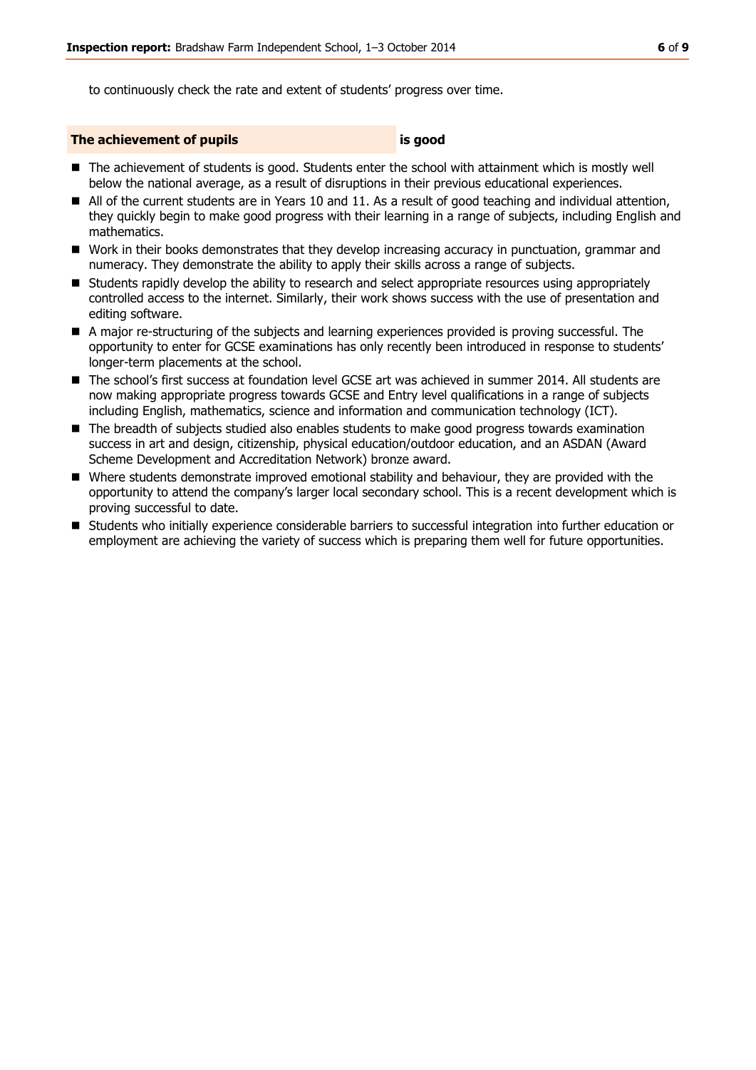to continuously check the rate and extent of students' progress over time.

## The achievement of pupils is good

- The achievement of students is good. Students enter the school with attainment which is mostly well below the national average, as a result of disruptions in their previous educational experiences.
- All of the current students are in Years 10 and 11. As a result of good teaching and individual attention, they quickly begin to make good progress with their learning in a range of subjects, including English and mathematics.
- Work in their books demonstrates that they develop increasing accuracy in punctuation, grammar and numeracy. They demonstrate the ability to apply their skills across a range of subjects.
- Students rapidly develop the ability to research and select appropriate resources using appropriately controlled access to the internet. Similarly, their work shows success with the use of presentation and editing software.
- A major re-structuring of the subjects and learning experiences provided is proving successful. The opportunity to enter for GCSE examinations has only recently been introduced in response to students' longer-term placements at the school.
- The school's first success at foundation level GCSE art was achieved in summer 2014. All students are now making appropriate progress towards GCSE and Entry level qualifications in a range of subjects including English, mathematics, science and information and communication technology (ICT).
- The breadth of subjects studied also enables students to make good progress towards examination success in art and design, citizenship, physical education/outdoor education, and an ASDAN (Award Scheme Development and Accreditation Network) bronze award.
- Where students demonstrate improved emotional stability and behaviour, they are provided with the opportunity to attend the company's larger local secondary school. This is a recent development which is proving successful to date.
- Students who initially experience considerable barriers to successful integration into further education or employment are achieving the variety of success which is preparing them well for future opportunities.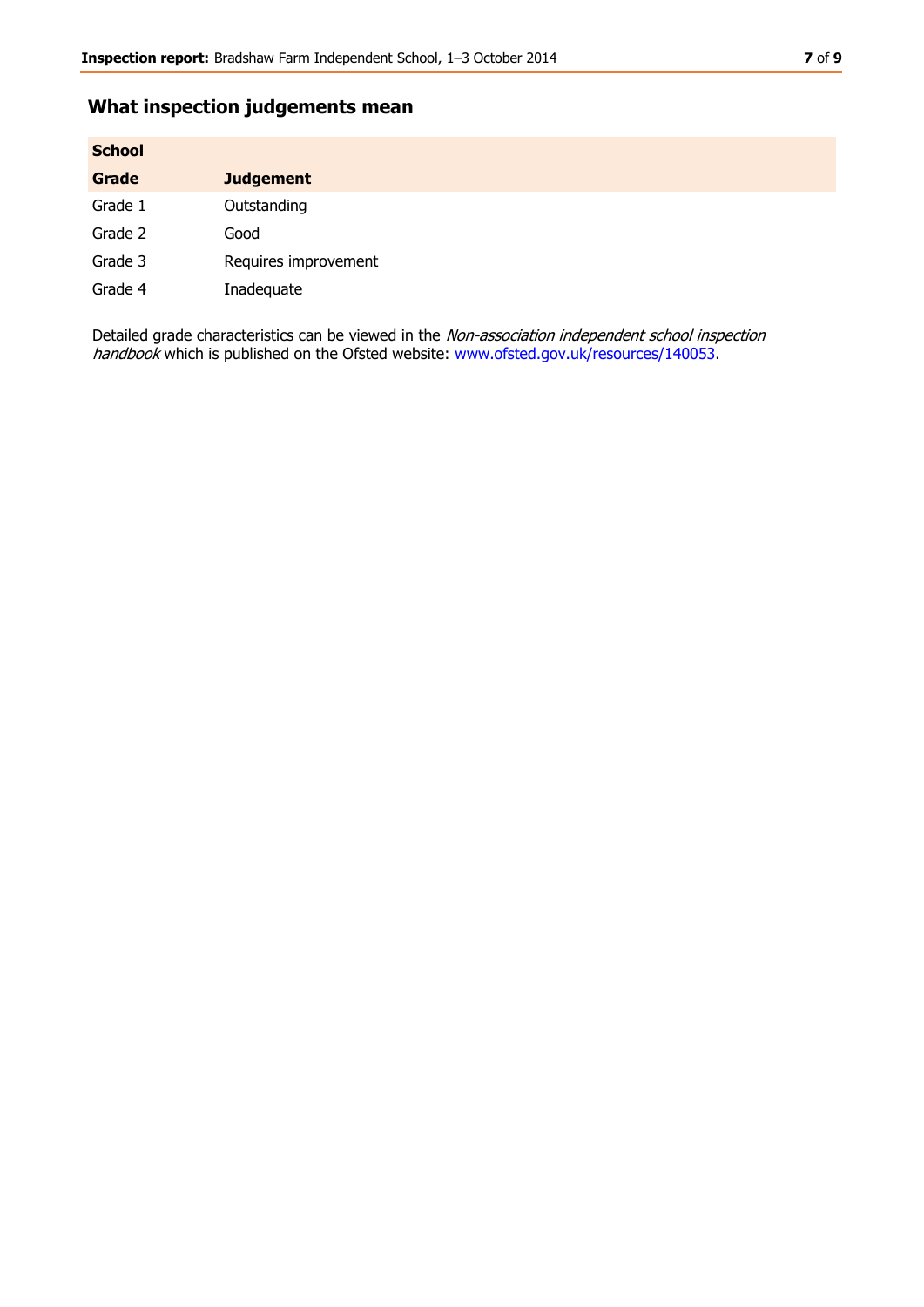## What inspection judgements mean

| School Grade | Judgement |
| --- | --- |
| Grade 1 | Outstanding |
| Grade 2 | Good |
| Grade 3 | Requires improvement |
| Grade 4 | Inadequate |

Detailed grade characteristics can be viewed in the *Non-association independent school inspection handbook* which is published on the Ofsted website: www.ofsted.gov.uk/resources/140053.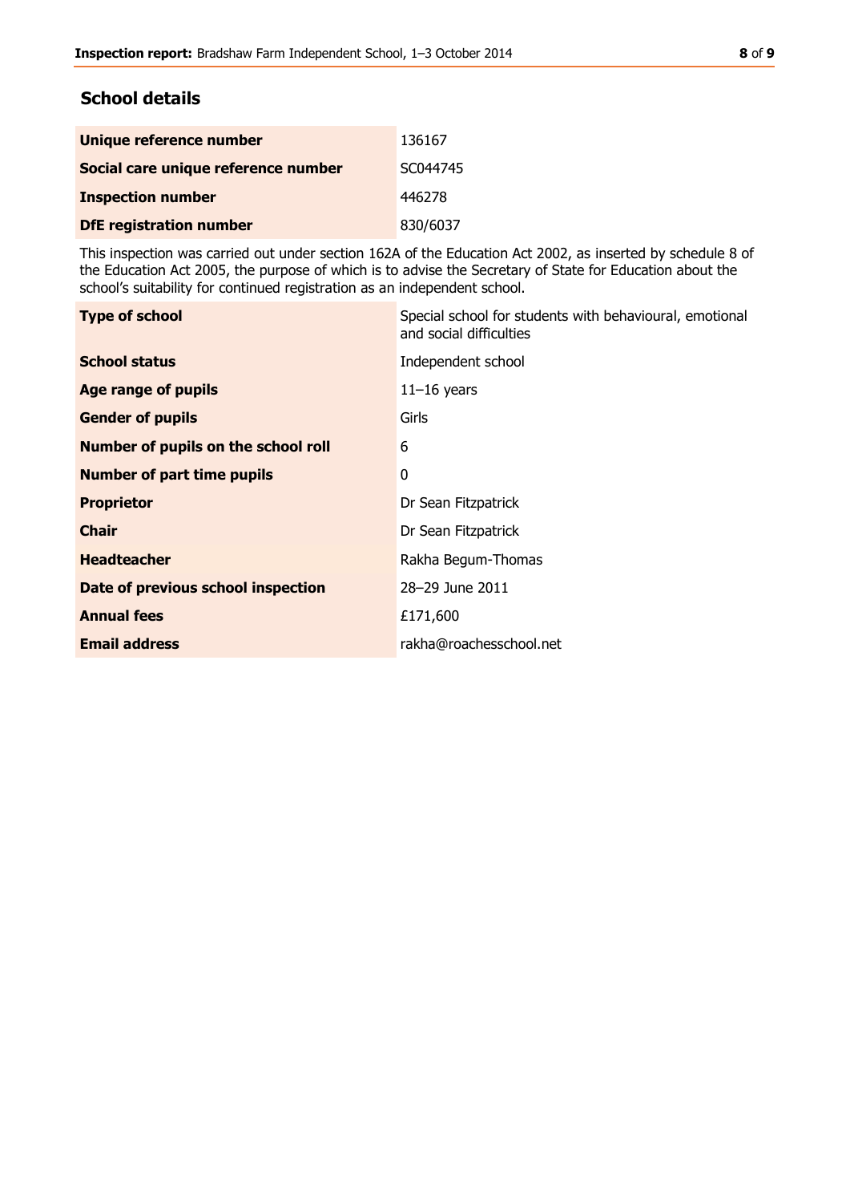## School details

| | |
|---|---|
| **Unique reference number** | 136167 |
| **Social care unique reference number** | SC044745 |
| **Inspection number** | 446278 |
| **DfE registration number** | 830/6037 |

This inspection was carried out under section 162A of the Education Act 2002, as inserted by schedule 8 of the Education Act 2005, the purpose of which is to advise the Secretary of State for Education about the school's suitability for continued registration as an independent school.

| | |
|---|---|
| **Type of school** | Special school for students with behavioural, emotional and social difficulties |
| **School status** | Independent school |
| **Age range of pupils** | 11–16 years |
| **Gender of pupils** | Girls |
| **Number of pupils on the school roll** | 6 |
| **Number of part time pupils** | 0 |
| **Proprietor** | Dr Sean Fitzpatrick |
| **Chair** | Dr Sean Fitzpatrick |
| **Headteacher** | Rakha Begum-Thomas |
| **Date of previous school inspection** | 28–29 June 2011 |
| **Annual fees** | £171,600 |
| **Email address** | rakha@roachesschool.net |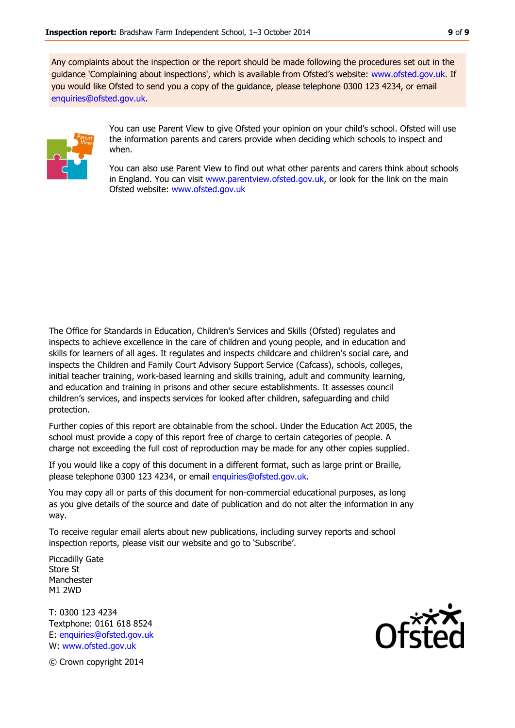Any complaints about the inspection or the report should be made following the procedures set out in the guidance 'Complaining about inspections', which is available from Ofsted's website: www.ofsted.gov.uk. If you would like Ofsted to send you a copy of the guidance, please telephone 0300 123 4234, or email enquiries@ofsted.gov.uk.

You can use Parent View to give Ofsted your opinion on your child's school. Ofsted will use the information parents and carers provide when deciding which schools to inspect and when.

You can also use Parent View to find out what other parents and carers think about schools in England. You can visit www.parentview.ofsted.gov.uk, or look for the link on the main Ofsted website: www.ofsted.gov.uk

The Office for Standards in Education, Children's Services and Skills (Ofsted) regulates and inspects to achieve excellence in the care of children and young people, and in education and skills for learners of all ages. It regulates and inspects childcare and children's social care, and inspects the Children and Family Court Advisory Support Service (Cafcass), schools, colleges, initial teacher training, work-based learning and skills training, adult and community learning, and education and training in prisons and other secure establishments. It assesses council children's services, and inspects services for looked after children, safeguarding and child protection.

Further copies of this report are obtainable from the school. Under the Education Act 2005, the school must provide a copy of this report free of charge to certain categories of people. A charge not exceeding the full cost of reproduction may be made for any other copies supplied.

If you would like a copy of this document in a different format, such as large print or Braille, please telephone 0300 123 4234, or email enquiries@ofsted.gov.uk.

You may copy all or parts of this document for non-commercial educational purposes, as long as you give details of the source and date of publication and do not alter the information in any way.

To receive regular email alerts about new publications, including survey reports and school inspection reports, please visit our website and go to 'Subscribe'.

Piccadilly Gate
Store St
Manchester
M1 2WD

T: 0300 123 4234
Textphone: 0161 618 8524
E: enquiries@ofsted.gov.uk
W: www.ofsted.gov.uk

© Crown copyright 2014